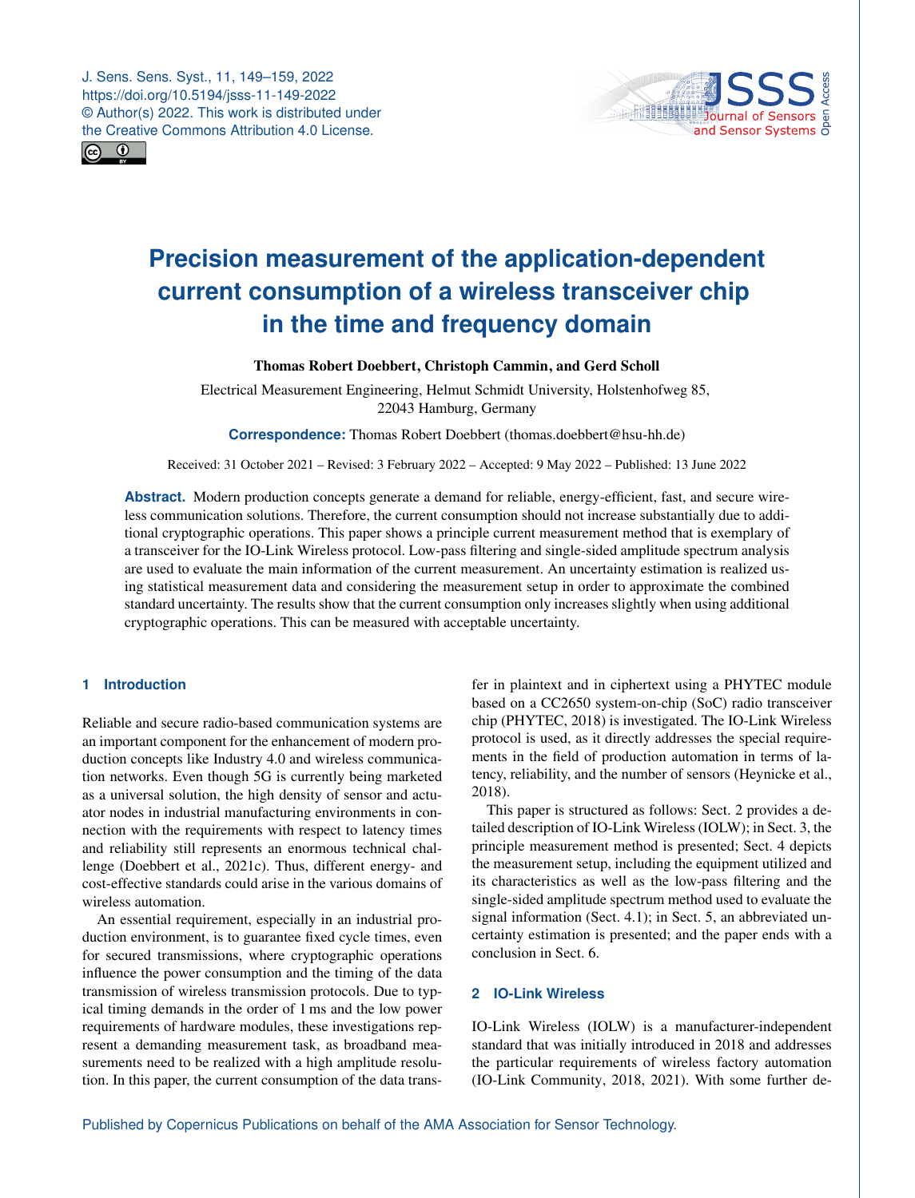# Precision measurement of the application-dependent current consumption of a wireless transceiver chip in the time and frequency domain

**Thomas Robert Doebbert, Christoph Cammin, and Gerd Scholl**

Electrical Measurement Engineering, Helmut Schmidt University, Holstenhofweg 85, 22043 Hamburg, Germany

**Correspondence:** Thomas Robert Doebbert (thomas.doebbert@hsu-hh.de)

Received: 31 October 2021 – Revised: 3 February 2022 – Accepted: 9 May 2022 – Published: 13 June 2022

**Abstract.** Modern production concepts generate a demand for reliable, energy-efficient, fast, and secure wireless communication solutions. Therefore, the current consumption should not increase substantially due to additional cryptographic operations. This paper shows a principle current measurement method that is exemplary of a transceiver for the IO-Link Wireless protocol. Low-pass filtering and single-sided amplitude spectrum analysis are used to evaluate the main information of the current measurement. An uncertainty estimation is realized using statistical measurement data and considering the measurement setup in order to approximate the combined standard uncertainty. The results show that the current consumption only increases slightly when using additional cryptographic operations. This can be measured with acceptable uncertainty.

## 1 Introduction

Reliable and secure radio-based communication systems are an important component for the enhancement of modern production concepts like Industry 4.0 and wireless communication networks. Even though 5G is currently being marketed as a universal solution, the high density of sensor and actuator nodes in industrial manufacturing environments in connection with the requirements with respect to latency times and reliability still represents an enormous technical challenge (Doebbert et al., 2021c). Thus, different energy- and cost-effective standards could arise in the various domains of wireless automation.

An essential requirement, especially in an industrial production environment, is to guarantee fixed cycle times, even for secured transmissions, where cryptographic operations influence the power consumption and the timing of the data transmission of wireless transmission protocols. Due to typical timing demands in the order of 1 ms and the low power requirements of hardware modules, these investigations represent a demanding measurement task, as broadband measurements need to be realized with a high amplitude resolution. In this paper, the current consumption of the data transfer in plaintext and in ciphertext using a PHYTEC module based on a CC2650 system-on-chip (SoC) radio transceiver chip (PHYTEC, 2018) is investigated. The IO-Link Wireless protocol is used, as it directly addresses the special requirements in the field of production automation in terms of latency, reliability, and the number of sensors (Heynicke et al., 2018).

This paper is structured as follows: Sect. 2 provides a detailed description of IO-Link Wireless (IOLW); in Sect. 3, the principle measurement method is presented; Sect. 4 depicts the measurement setup, including the equipment utilized and its characteristics as well as the low-pass filtering and the single-sided amplitude spectrum method used to evaluate the signal information (Sect. 4.1); in Sect. 5, an abbreviated uncertainty estimation is presented; and the paper ends with a conclusion in Sect. 6.

## 2 IO-Link Wireless

IO-Link Wireless (IOLW) is a manufacturer-independent standard that was initially introduced in 2018 and addresses the particular requirements of wireless factory automation (IO-Link Community, 2018, 2021). With some further de-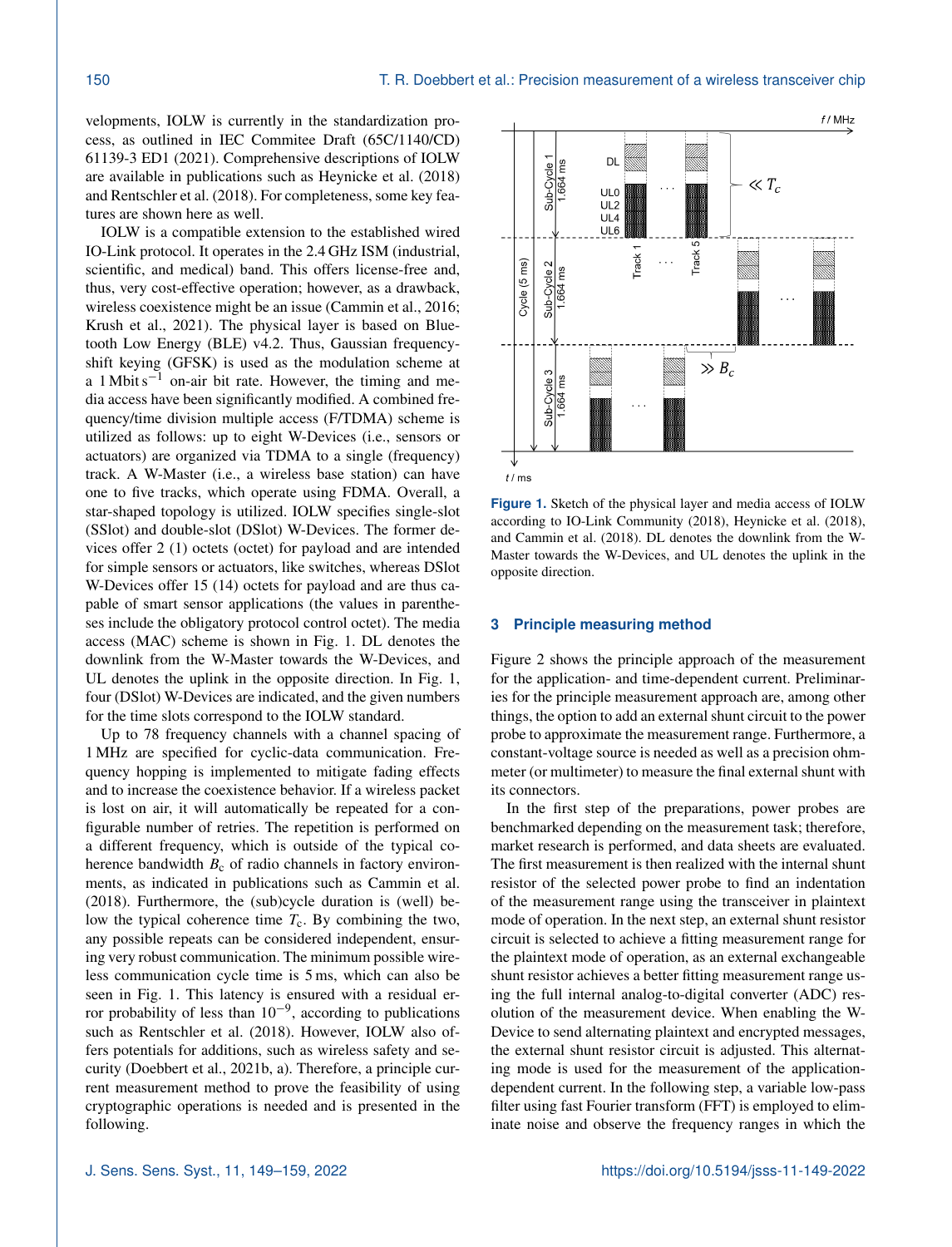velopments, IOLW is currently in the standardization process, as outlined in IEC Commitee Draft (65C/1140/CD) 61139-3 ED1 (2021). Comprehensive descriptions of IOLW are available in publications such as Heynicke et al. (2018) and Rentschler et al. (2018). For completeness, some key features are shown here as well.

IOLW is a compatible extension to the established wired IO-Link protocol. It operates in the 2.4 GHz ISM (industrial, scientific, and medical) band. This offers license-free and, thus, very cost-effective operation; however, as a drawback, wireless coexistence might be an issue (Cammin et al., 2016; Krush et al., 2021). The physical layer is based on Bluetooth Low Energy (BLE) v4.2. Thus, Gaussian frequency-shift keying (GFSK) is used as the modulation scheme at a $1\,\mathrm{Mbit\,s^{-1}}$ on-air bit rate. However, the timing and media access have been significantly modified. A combined frequency/time division multiple access (F/TDMA) scheme is utilized as follows: up to eight W-Devices (i.e., sensors or actuators) are organized via TDMA to a single (frequency) track. A W-Master (i.e., a wireless base station) can have one to five tracks, which operate using FDMA. Overall, a star-shaped topology is utilized. IOLW specifies single-slot (SSlot) and double-slot (DSlot) W-Devices. The former devices offer 2 (1) octets (octet) for payload and are intended for simple sensors or actuators, like switches, whereas DSlot W-Devices offer 15 (14) octets for payload and are thus capable of smart sensor applications (the values in parentheses include the obligatory protocol control octet). The media access (MAC) scheme is shown in Fig. 1. DL denotes the downlink from the W-Master towards the W-Devices, and UL denotes the uplink in the opposite direction. In Fig. 1, four (DSlot) W-Devices are indicated, and the given numbers for the time slots correspond to the IOLW standard.

Up to 78 frequency channels with a channel spacing of 1 MHz are specified for cyclic-data communication. Frequency hopping is implemented to mitigate fading effects and to increase the coexistence behavior. If a wireless packet is lost on air, it will automatically be repeated for a configurable number of retries. The repetition is performed on a different frequency, which is outside of the typical coherence bandwidth $B_c$ of radio channels in factory environments, as indicated in publications such as Cammin et al. (2018). Furthermore, the (sub)cycle duration is (well) below the typical coherence time $T_c$. By combining the two, any possible repeats can be considered independent, ensuring very robust communication. The minimum possible wireless communication cycle time is 5 ms, which can also be seen in Fig. 1. This latency is ensured with a residual error probability of less than $10^{-9}$, according to publications such as Rentschler et al. (2018). However, IOLW also offers potentials for additions, such as wireless safety and security (Doebbert et al., 2021b, a). Therefore, a principle current measurement method to prove the feasibility of using cryptographic operations is needed and is presented in the following.

**Figure 1.** Sketch of the physical layer and media access of IOLW according to IO-Link Community (2018), Heynicke et al. (2018), and Cammin et al. (2018). DL denotes the downlink from the W-Master towards the W-Devices, and UL denotes the uplink in the opposite direction.

## 3 Principle measuring method

Figure 2 shows the principle approach of the measurement for the application- and time-dependent current. Preliminaries for the principle measurement approach are, among other things, the option to add an external shunt circuit to the power probe to approximate the measurement range. Furthermore, a constant-voltage source is needed as well as a precision ohmmeter (or multimeter) to measure the final external shunt with its connectors.

In the first step of the preparations, power probes are benchmarked depending on the measurement task; therefore, market research is performed, and data sheets are evaluated. The first measurement is then realized with the internal shunt resistor of the selected power probe to find an indentation of the measurement range using the transceiver in plaintext mode of operation. In the next step, an external shunt resistor circuit is selected to achieve a fitting measurement range for the plaintext mode of operation, as an external exchangeable shunt resistor achieves a better fitting measurement range using the full internal analog-to-digital converter (ADC) resolution of the measurement device. When enabling the W-Device to send alternating plaintext and encrypted messages, the external shunt resistor circuit is adjusted. This alternating mode is used for the measurement of the application-dependent current. In the following step, a variable low-pass filter using fast Fourier transform (FFT) is employed to eliminate noise and observe the frequency ranges in which the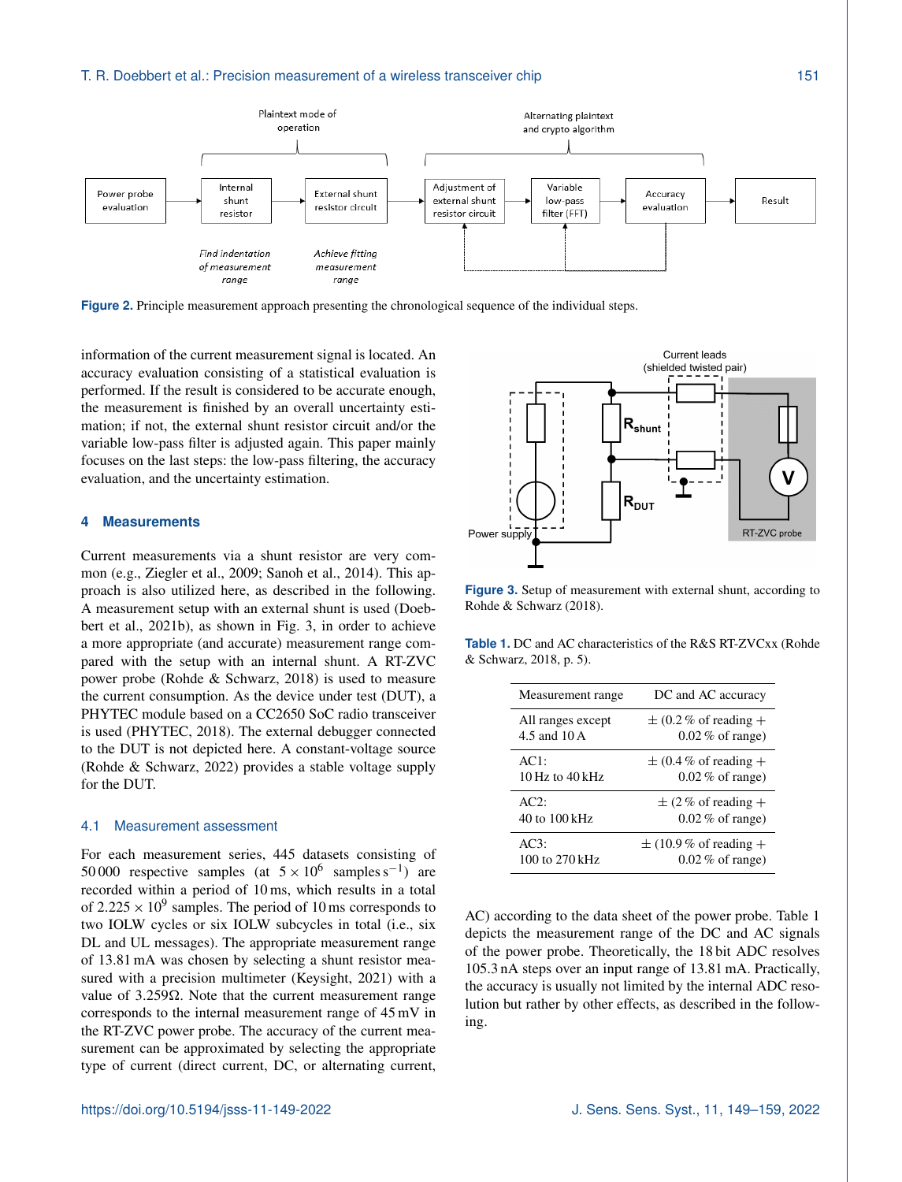Figure 2. Principle measurement approach presenting the chronological sequence of the individual steps.

information of the current measurement signal is located. An accuracy evaluation consisting of a statistical evaluation is performed. If the result is considered to be accurate enough, the measurement is finished by an overall uncertainty estimation; if not, the external shunt resistor circuit and/or the variable low-pass filter is adjusted again. This paper mainly focuses on the last steps: the low-pass filtering, the accuracy evaluation, and the uncertainty estimation.

## 4 Measurements

Current measurements via a shunt resistor are very common (e.g., Ziegler et al., 2009; Sanoh et al., 2014). This approach is also utilized here, as described in the following. A measurement setup with an external shunt is used (Doebbert et al., 2021b), as shown in Fig. 3, in order to achieve a more appropriate (and accurate) measurement range compared with the setup with an internal shunt. A RT-ZVC power probe (Rohde & Schwarz, 2018) is used to measure the current consumption. As the device under test (DUT), a PHYTEC module based on a CC2650 SoC radio transceiver is used (PHYTEC, 2018). The external debugger connected to the DUT is not depicted here. A constant-voltage source (Rohde & Schwarz, 2022) provides a stable voltage supply for the DUT.

### 4.1 Measurement assessment

For each measurement series, 445 datasets consisting of 50 000 respective samples (at $5 \times 10^6$ samples $s^{-1}$) are recorded within a period of 10 ms, which results in a total of $2.225 \times 10^9$ samples. The period of 10 ms corresponds to two IOLW cycles or six IOLW subcycles in total (i.e., six DL and UL messages). The appropriate measurement range of 13.81 mA was chosen by selecting a shunt resistor measured with a precision multimeter (Keysight, 2021) with a value of 3.259Ω. Note that the current measurement range corresponds to the internal measurement range of 45 mV in the RT-ZVC power probe. The accuracy of the current measurement can be approximated by selecting the appropriate type of current (direct current, DC, or alternating current, AC) according to the data sheet of the power probe. Table 1 depicts the measurement range of the DC and AC signals of the power probe. Theoretically, the 18 bit ADC resolves 105.3 nA steps over an input range of 13.81 mA. Practically, the accuracy is usually not limited by the internal ADC resolution but rather by other effects, as described in the following.

Figure 3. Setup of measurement with external shunt, according to Rohde & Schwarz (2018).

Table 1. DC and AC characteristics of the R&S RT-ZVCxx (Rohde & Schwarz, 2018, p. 5).

| Measurement range | DC and AC accuracy |
|---|---|
| All ranges except 4.5 and 10 A | ± (0.2 % of reading + 0.02 % of range) |
| AC1: 10 Hz to 40 kHz | ± (0.4 % of reading + 0.02 % of range) |
| AC2: 40 to 100 kHz | ± (2 % of reading + 0.02 % of range) |
| AC3: 100 to 270 kHz | ± (10.9 % of reading + 0.02 % of range) |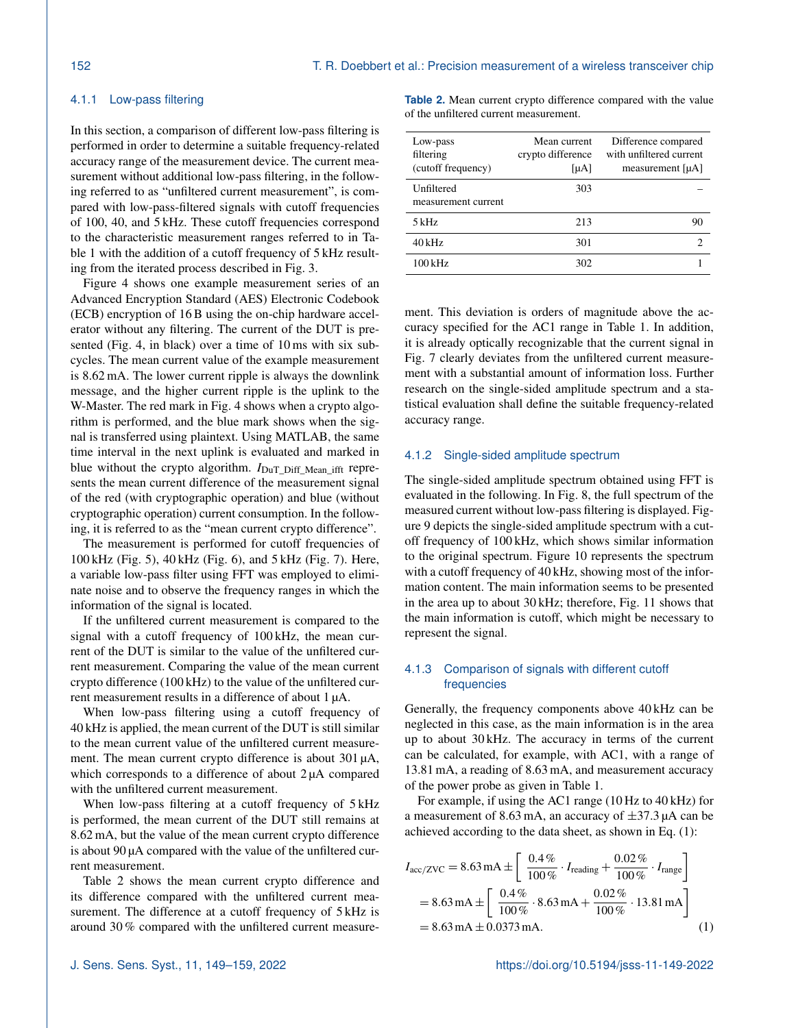#### 4.1.1 Low-pass filtering

In this section, a comparison of different low-pass filtering is performed in order to determine a suitable frequency-related accuracy range of the measurement device. The current measurement without additional low-pass filtering, in the following referred to as "unfiltered current measurement", is compared with low-pass-filtered signals with cutoff frequencies of 100, 40, and 5 kHz. These cutoff frequencies correspond to the characteristic measurement ranges referred to in Table 1 with the addition of a cutoff frequency of 5 kHz resulting from the iterated process described in Fig. 3.

Figure 4 shows one example measurement series of an Advanced Encryption Standard (AES) Electronic Codebook (ECB) encryption of 16 B using the on-chip hardware accelerator without any filtering. The current of the DUT is presented (Fig. 4, in black) over a time of 10 ms with six subcycles. The mean current value of the example measurement is 8.62 mA. The lower current ripple is always the downlink message, and the higher current ripple is the uplink to the W-Master. The red mark in Fig. 4 shows when a crypto algorithm is performed, and the blue mark shows when the signal is transferred using plaintext. Using MATLAB, the same time interval in the next uplink is evaluated and marked in blue without the crypto algorithm. $I_{\mathrm{DuT\_Diff\_Mean\_ifft}}$ represents the mean current difference of the measurement signal of the red (with cryptographic operation) and blue (without cryptographic operation) current consumption. In the following, it is referred to as the "mean current crypto difference".

The measurement is performed for cutoff frequencies of 100 kHz (Fig. 5), 40 kHz (Fig. 6), and 5 kHz (Fig. 7). Here, a variable low-pass filter using FFT was employed to eliminate noise and to observe the frequency ranges in which the information of the signal is located.

If the unfiltered current measurement is compared to the signal with a cutoff frequency of 100 kHz, the mean current of the DUT is similar to the value of the unfiltered current measurement. Comparing the value of the mean current crypto difference (100 kHz) to the value of the unfiltered current measurement results in a difference of about 1 µA.

When low-pass filtering using a cutoff frequency of 40 kHz is applied, the mean current of the DUT is still similar to the mean current value of the unfiltered current measurement. The mean current crypto difference is about 301 µA, which corresponds to a difference of about 2 µA compared with the unfiltered current measurement.

When low-pass filtering at a cutoff frequency of 5 kHz is performed, the mean current of the DUT still remains at 8.62 mA, but the value of the mean current crypto difference is about 90 µA compared with the value of the unfiltered current measurement.

Table 2 shows the mean current crypto difference and its difference compared with the unfiltered current measurement. The difference at a cutoff frequency of 5 kHz is around 30 % compared with the unfiltered current measurement. This deviation is orders of magnitude above the accuracy specified for the AC1 range in Table 1. In addition, it is already optically recognizable that the current signal in Fig. 7 clearly deviates from the unfiltered current measurement with a substantial amount of information loss. Further research on the single-sided amplitude spectrum and a statistical evaluation shall define the suitable frequency-related accuracy range.

**Table 2.** Mean current crypto difference compared with the value of the unfiltered current measurement.

| Low-pass filtering (cutoff frequency) | Mean current crypto difference [µA] | Difference compared with unfiltered current measurement [µA] |
|---|---|---|
| Unfiltered measurement current | 303 | – |
| 5 kHz | 213 | 90 |
| 40 kHz | 301 | 2 |
| 100 kHz | 302 | 1 |

#### 4.1.2 Single-sided amplitude spectrum

The single-sided amplitude spectrum obtained using FFT is evaluated in the following. In Fig. 8, the full spectrum of the measured current without low-pass filtering is displayed. Figure 9 depicts the single-sided amplitude spectrum with a cutoff frequency of 100 kHz, which shows similar information to the original spectrum. Figure 10 represents the spectrum with a cutoff frequency of 40 kHz, showing most of the information content. The main information seems to be presented in the area up to about 30 kHz; therefore, Fig. 11 shows that the main information is cutoff, which might be necessary to represent the signal.

#### 4.1.3 Comparison of signals with different cutoff frequencies

Generally, the frequency components above 40 kHz can be neglected in this case, as the main information is in the area up to about 30 kHz. The accuracy in terms of the current can be calculated, for example, with AC1, with a range of 13.81 mA, a reading of 8.63 mA, and measurement accuracy of the power probe as given in Table 1.

For example, if using the AC1 range (10 Hz to 40 kHz) for a measurement of 8.63 mA, an accuracy of ±37.3 µA can be achieved according to the data sheet, as shown in Eq. (1):

$$
\begin{aligned}
I_{\mathrm{acc/ZVC}} &= 8.63\,\mathrm{mA} \pm \left[ \frac{0.4\,\%}{100\,\%} \cdot I_{\mathrm{reading}} + \frac{0.02\,\%}{100\,\%} \cdot I_{\mathrm{range}} \right] \\
&= 8.63\,\mathrm{mA} \pm \left[ \frac{0.4\,\%}{100\,\%} \cdot 8.63\,\mathrm{mA} + \frac{0.02\,\%}{100\,\%} \cdot 13.81\,\mathrm{mA} \right] \\
&= 8.63\,\mathrm{mA} \pm 0.0373\,\mathrm{mA}.
\end{aligned} \tag{1}
$$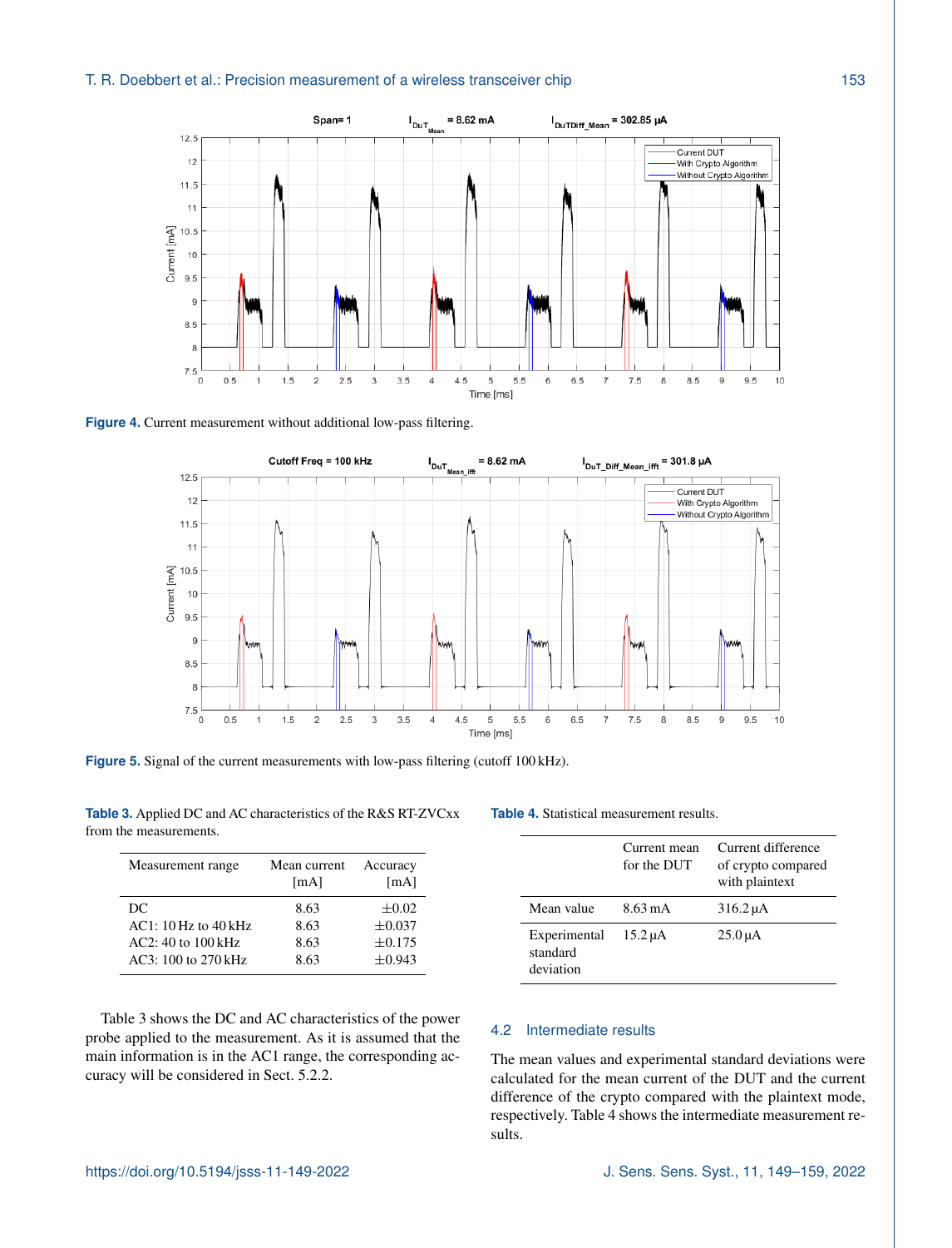**Figure 4.** Current measurement without additional low-pass filtering.

**Figure 5.** Signal of the current measurements with low-pass filtering (cutoff 100 kHz).

**Table 3.** Applied DC and AC characteristics of the R&S RT-ZVCxx from the measurements.

| Measurement range | Mean current [mA] | Accuracy [mA] |
|---|---|---|
| DC | 8.63 | ±0.02 |
| AC1: 10 Hz to 40 kHz | 8.63 | ±0.037 |
| AC2: 40 to 100 kHz | 8.63 | ±0.175 |
| AC3: 100 to 270 kHz | 8.63 | ±0.943 |

Table 3 shows the DC and AC characteristics of the power probe applied to the measurement. As it is assumed that the main information is in the AC1 range, the corresponding accuracy will be considered in Sect. 5.2.2.

**Table 4.** Statistical measurement results.

| | Current mean for the DUT | Current difference of crypto compared with plaintext |
|---|---|---|
| Mean value | 8.63 mA | 316.2 µA |
| Experimental standard deviation | 15.2 µA | 25.0 µA |

## 4.2 Intermediate results

The mean values and experimental standard deviations were calculated for the mean current of the DUT and the current difference of the crypto compared with the plaintext mode, respectively. Table 4 shows the intermediate measurement results.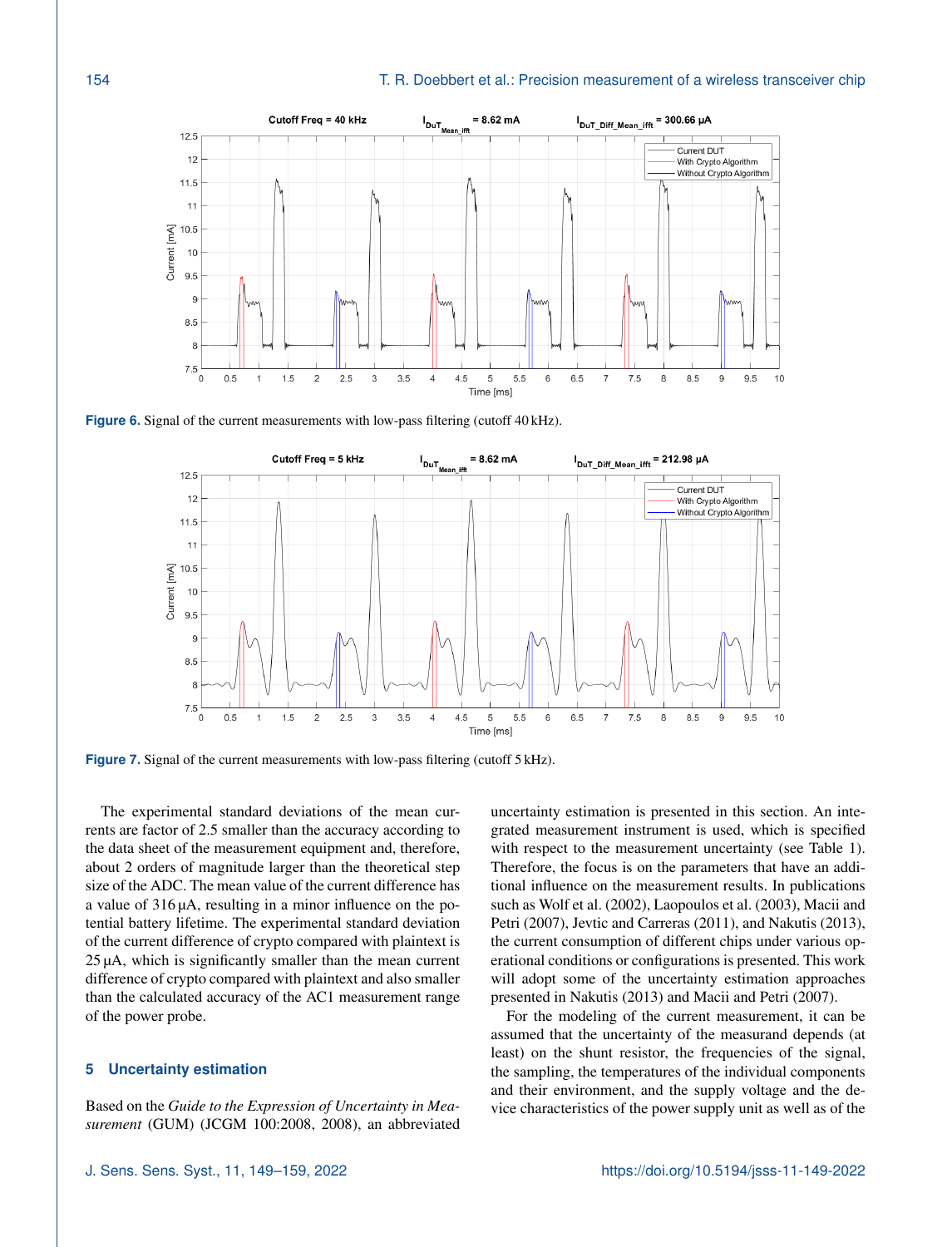Figure 6. Signal of the current measurements with low-pass filtering (cutoff 40 kHz).

Figure 7. Signal of the current measurements with low-pass filtering (cutoff 5 kHz).

The experimental standard deviations of the mean currents are factor of 2.5 smaller than the accuracy according to the data sheet of the measurement equipment and, therefore, about 2 orders of magnitude larger than the theoretical step size of the ADC. The mean value of the current difference has a value of 316 µA, resulting in a minor influence on the potential battery lifetime. The experimental standard deviation of the current difference of crypto compared with plaintext is 25 µA, which is significantly smaller than the mean current difference of crypto compared with plaintext and also smaller than the calculated accuracy of the AC1 measurement range of the power probe.

## 5 Uncertainty estimation

Based on the *Guide to the Expression of Uncertainty in Measurement* (GUM) (JCGM 100:2008, 2008), an abbreviated uncertainty estimation is presented in this section. An integrated measurement instrument is used, which is specified with respect to the measurement uncertainty (see Table 1). Therefore, the focus is on the parameters that have an additional influence on the measurement results. In publications such as Wolf et al. (2002), Laopoulos et al. (2003), Macii and Petri (2007), Jevtic and Carreras (2011), and Nakutis (2013), the current consumption of different chips under various operational conditions or configurations is presented. This work will adopt some of the uncertainty estimation approaches presented in Nakutis (2013) and Macii and Petri (2007).

For the modeling of the current measurement, it can be assumed that the uncertainty of the measurand depends (at least) on the shunt resistor, the frequencies of the signal, the sampling, the temperatures of the individual components and their environment, and the supply voltage and the device characteristics of the power supply unit as well as of the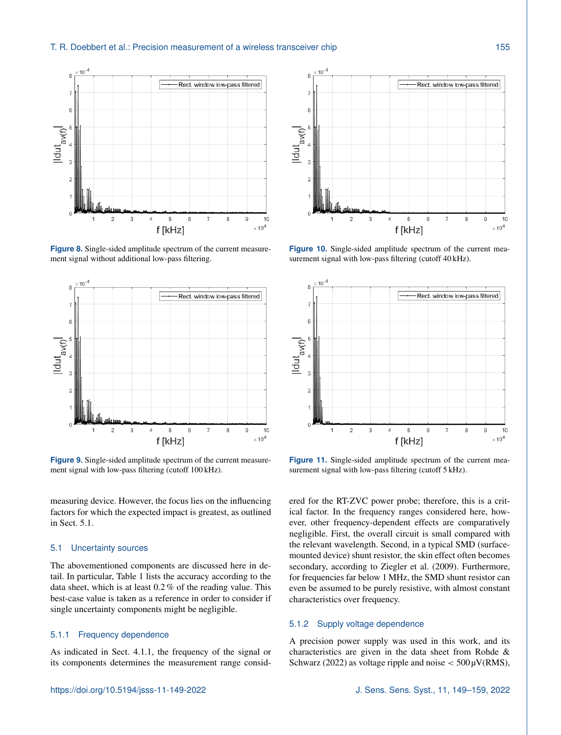Figure 8. Single-sided amplitude spectrum of the current measurement signal without additional low-pass filtering.

Figure 9. Single-sided amplitude spectrum of the current measurement signal with low-pass filtering (cutoff 100 kHz).

Figure 10. Single-sided amplitude spectrum of the current measurement signal with low-pass filtering (cutoff 40 kHz).

Figure 11. Single-sided amplitude spectrum of the current measurement signal with low-pass filtering (cutoff 5 kHz).

measuring device. However, the focus lies on the influencing factors for which the expected impact is greatest, as outlined in Sect. 5.1.

## 5.1 Uncertainty sources

The abovementioned components are discussed here in detail. In particular, Table 1 lists the accuracy according to the data sheet, which is at least 0.2 % of the reading value. This best-case value is taken as a reference in order to consider if single uncertainty components might be negligible.

### 5.1.1 Frequency dependence

As indicated in Sect. 4.1.1, the frequency of the signal or its components determines the measurement range considered for the RT-ZVC power probe; therefore, this is a critical factor. In the frequency ranges considered here, however, other frequency-dependent effects are comparatively negligible. First, the overall circuit is small compared with the relevant wavelength. Second, in a typical SMD (surface-mounted device) shunt resistor, the skin effect often becomes secondary, according to Ziegler et al. (2009). Furthermore, for frequencies far below 1 MHz, the SMD shunt resistor can even be assumed to be purely resistive, with almost constant characteristics over frequency.

### 5.1.2 Supply voltage dependence

A precision power supply was used in this work, and its characteristics are given in the data sheet from Rohde & Schwarz (2022) as voltage ripple and noise $< 500\,\mu$V(RMS),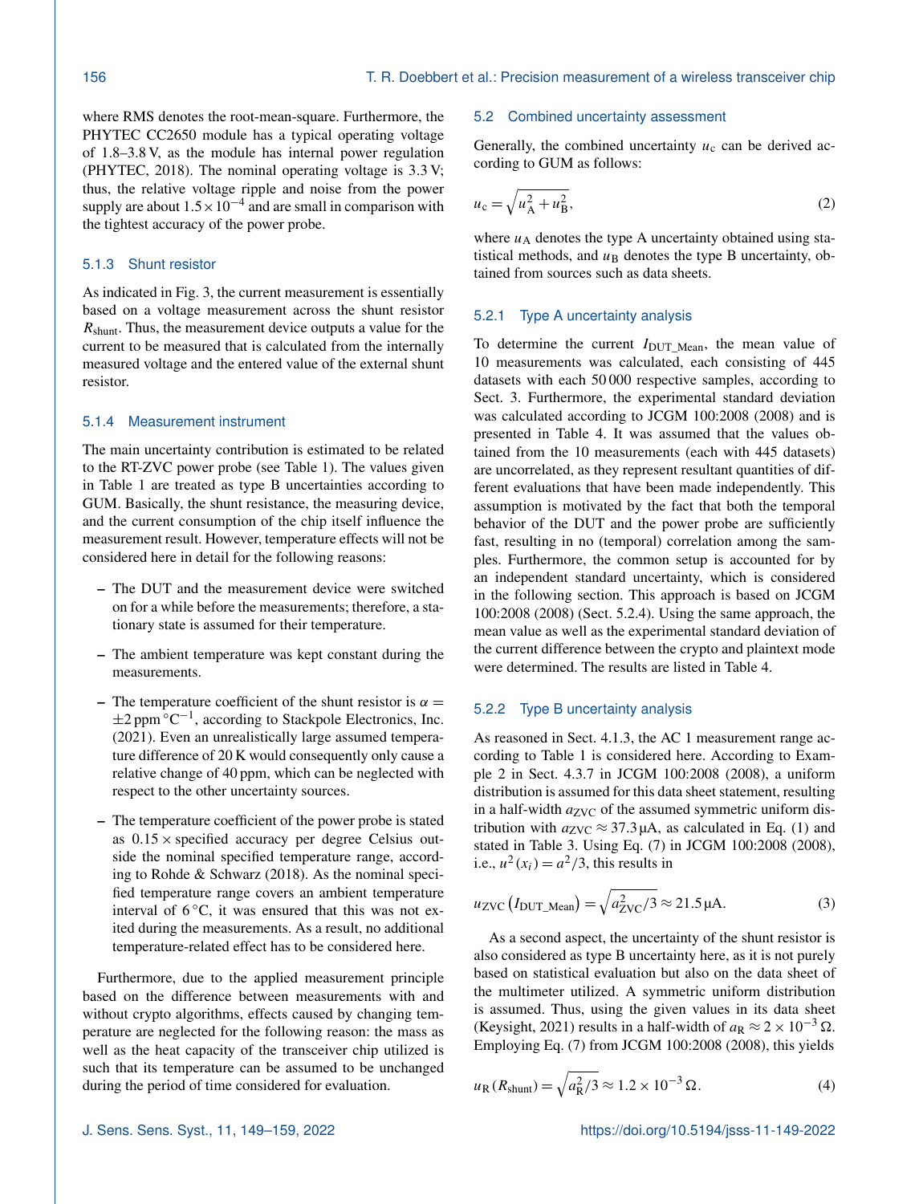where RMS denotes the root-mean-square. Furthermore, the PHYTEC CC2650 module has a typical operating voltage of 1.8–3.8 V, as the module has internal power regulation (PHYTEC, 2018). The nominal operating voltage is 3.3 V; thus, the relative voltage ripple and noise from the power supply are about $1.5 \times 10^{-4}$ and are small in comparison with the tightest accuracy of the power probe.

### 5.1.3 Shunt resistor

As indicated in Fig. 3, the current measurement is essentially based on a voltage measurement across the shunt resistor $R_{\mathrm{shunt}}$. Thus, the measurement device outputs a value for the current to be measured that is calculated from the internally measured voltage and the entered value of the external shunt resistor.

### 5.1.4 Measurement instrument

The main uncertainty contribution is estimated to be related to the RT-ZVC power probe (see Table 1). The values given in Table 1 are treated as type B uncertainties according to GUM. Basically, the shunt resistance, the measuring device, and the current consumption of the chip itself influence the measurement result. However, temperature effects will not be considered here in detail for the following reasons:

- The DUT and the measurement device were switched on for a while before the measurements; therefore, a stationary state is assumed for their temperature.
- The ambient temperature was kept constant during the measurements.
- The temperature coefficient of the shunt resistor is $\alpha = \pm 2\,\mathrm{ppm}\,^{\circ}\mathrm{C}^{-1}$, according to Stackpole Electronics, Inc. (2021). Even an unrealistically large assumed temperature difference of 20 K would consequently only cause a relative change of 40 ppm, which can be neglected with respect to the other uncertainty sources.
- The temperature coefficient of the power probe is stated as $0.15 \times$ specified accuracy per degree Celsius outside the nominal specified temperature range, according to Rohde & Schwarz (2018). As the nominal specified temperature range covers an ambient temperature interval of 6 °C, it was ensured that this was not exited during the measurements. As a result, no additional temperature-related effect has to be considered here.

Furthermore, due to the applied measurement principle based on the difference between measurements with and without crypto algorithms, effects caused by changing temperature are neglected for the following reason: the mass as well as the heat capacity of the transceiver chip utilized is such that its temperature can be assumed to be unchanged during the period of time considered for evaluation.

## 5.2 Combined uncertainty assessment

Generally, the combined uncertainty $u_{\mathrm{c}}$ can be derived according to GUM as follows:

$$u_{\mathrm{c}} = \sqrt{u_{\mathrm{A}}^2 + u_{\mathrm{B}}^2}, \tag{2}$$

where $u_{\mathrm{A}}$ denotes the type A uncertainty obtained using statistical methods, and $u_{\mathrm{B}}$ denotes the type B uncertainty, obtained from sources such as data sheets.

### 5.2.1 Type A uncertainty analysis

To determine the current $I_{\mathrm{DUT\_Mean}}$, the mean value of 10 measurements was calculated, each consisting of 445 datasets with each 50 000 respective samples, according to Sect. 3. Furthermore, the experimental standard deviation was calculated according to JCGM 100:2008 (2008) and is presented in Table 4. It was assumed that the values obtained from the 10 measurements (each with 445 datasets) are uncorrelated, as they represent resultant quantities of different evaluations that have been made independently. This assumption is motivated by the fact that both the temporal behavior of the DUT and the power probe are sufficiently fast, resulting in no (temporal) correlation among the samples. Furthermore, the common setup is accounted for by an independent standard uncertainty, which is considered in the following section. This approach is based on JCGM 100:2008 (2008) (Sect. 5.2.4). Using the same approach, the mean value as well as the experimental standard deviation of the current difference between the crypto and plaintext mode were determined. The results are listed in Table 4.

### 5.2.2 Type B uncertainty analysis

As reasoned in Sect. 4.1.3, the AC 1 measurement range according to Table 1 is considered here. According to Example 2 in Sect. 4.3.7 in JCGM 100:2008 (2008), a uniform distribution is assumed for this data sheet statement, resulting in a half-width $a_{\mathrm{ZVC}}$ of the assumed symmetric uniform distribution with $a_{\mathrm{ZVC}} \approx 37.3\,\mu\mathrm{A}$, as calculated in Eq. (1) and stated in Table 3. Using Eq. (7) in JCGM 100:2008 (2008), i.e., $u^2(x_i) = a^2/3$, this results in

$$u_{\mathrm{ZVC}}\left(I_{\mathrm{DUT\_Mean}}\right) = \sqrt{a_{\mathrm{ZVC}}^2/3} \approx 21.5\,\mu\mathrm{A}. \tag{3}$$

As a second aspect, the uncertainty of the shunt resistor is also considered as type B uncertainty here, as it is not purely based on statistical evaluation but also on the data sheet of the multimeter utilized. A symmetric uniform distribution is assumed. Thus, using the given values in its data sheet (Keysight, 2021) results in a half-width of $a_{\mathrm{R}} \approx 2 \times 10^{-3}\,\Omega$. Employing Eq. (7) from JCGM 100:2008 (2008), this yields

$$u_{\mathrm{R}}\left(R_{\mathrm{shunt}}\right) = \sqrt{a_{\mathrm{R}}^2/3} \approx 1.2 \times 10^{-3}\,\Omega. \tag{4}$$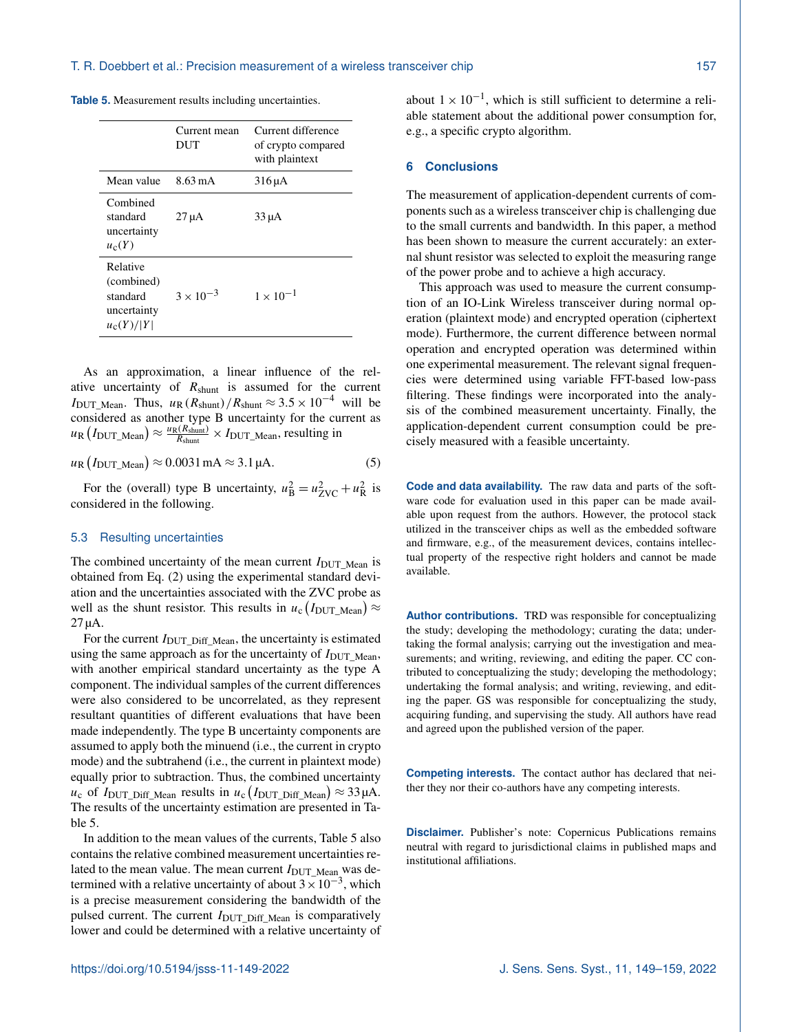**Table 5.** Measurement results including uncertainties.

| | Current mean DUT | Current difference of crypto compared with plaintext |
|---|---|---|
| Mean value | 8.63 mA | 316 µA |
| Combined standard uncertainty $u_c(Y)$ | 27 µA | 33 µA |
| Relative (combined) standard uncertainty $u_c(Y)/\|Y\|$ | $3 \times 10^{-3}$ | $1 \times 10^{-1}$ |

As an approximation, a linear influence of the relative uncertainty of $R_{\text{shunt}}$ is assumed for the current $I_{\text{DUT\_Mean}}$. Thus, $u_{\text{R}}(R_{\text{shunt}})/R_{\text{shunt}} \approx 3.5 \times 10^{-4}$ will be considered as another type B uncertainty for the current as $u_{\text{R}}(I_{\text{DUT\_Mean}}) \approx \frac{u_{\text{R}}(R_{\text{shunt}})}{R_{\text{shunt}}} \times I_{\text{DUT\_Mean}}$, resulting in

$$u_{\text{R}}(I_{\text{DUT\_Mean}}) \approx 0.0031\,\text{mA} \approx 3.1\,\mu\text{A}. \quad (5)$$

For the (overall) type B uncertainty, $u_{\text{B}}^2 = u_{\text{ZVC}}^2 + u_{\text{R}}^2$ is considered in the following.

### 5.3 Resulting uncertainties

The combined uncertainty of the mean current $I_{\text{DUT\_Mean}}$ is obtained from Eq. (2) using the experimental standard deviation and the uncertainties associated with the ZVC probe as well as the shunt resistor. This results in $u_c(I_{\text{DUT\_Mean}}) \approx 27\,\mu\text{A}$.

For the current $I_{\text{DUT\_Diff\_Mean}}$, the uncertainty is estimated using the same approach as for the uncertainty of $I_{\text{DUT\_Mean}}$, with another empirical standard uncertainty as the type A component. The individual samples of the current differences were also considered to be uncorrelated, as they represent resultant quantities of different evaluations that have been made independently. The type B uncertainty components are assumed to apply both the minuend (i.e., the current in crypto mode) and the subtrahend (i.e., the current in plaintext mode) equally prior to subtraction. Thus, the combined uncertainty $u_c$ of $I_{\text{DUT\_Diff\_Mean}}$ results in $u_c(I_{\text{DUT\_Diff\_Mean}}) \approx 33\,\mu\text{A}$. The results of the uncertainty estimation are presented in Table 5.

In addition to the mean values of the currents, Table 5 also contains the relative combined measurement uncertainties related to the mean value. The mean current $I_{\text{DUT\_Mean}}$ was determined with a relative uncertainty of about $3 \times 10^{-3}$, which is a precise measurement considering the bandwidth of the pulsed current. The current $I_{\text{DUT\_Diff\_Mean}}$ is comparatively lower and could be determined with a relative uncertainty of about $1 \times 10^{-1}$, which is still sufficient to determine a reliable statement about the additional power consumption for, e.g., a specific crypto algorithm.

## 6 Conclusions

The measurement of application-dependent currents of components such as a wireless transceiver chip is challenging due to the small currents and bandwidth. In this paper, a method has been shown to measure the current accurately: an external shunt resistor was selected to exploit the measuring range of the power probe and to achieve a high accuracy.

This approach was used to measure the current consumption of an IO-Link Wireless transceiver during normal operation (plaintext mode) and encrypted operation (ciphertext mode). Furthermore, the current difference between normal operation and encrypted operation was determined within one experimental measurement. The relevant signal frequencies were determined using variable FFT-based low-pass filtering. These findings were incorporated into the analysis of the combined measurement uncertainty. Finally, the application-dependent current consumption could be precisely measured with a feasible uncertainty.

**Code and data availability.** The raw data and parts of the software code for evaluation used in this paper can be made available upon request from the authors. However, the protocol stack utilized in the transceiver chips as well as the embedded software and firmware, e.g., of the measurement devices, contains intellectual property of the respective right holders and cannot be made available.

**Author contributions.** TRD was responsible for conceptualizing the study; developing the methodology; curating the data; undertaking the formal analysis; carrying out the investigation and measurements; and writing, reviewing, and editing the paper. CC contributed to conceptualizing the study; developing the methodology; undertaking the formal analysis; and writing, reviewing, and editing the paper. GS was responsible for conceptualizing the study, acquiring funding, and supervising the study. All authors have read and agreed upon the published version of the paper.

**Competing interests.** The contact author has declared that neither they nor their co-authors have any competing interests.

**Disclaimer.** Publisher's note: Copernicus Publications remains neutral with regard to jurisdictional claims in published maps and institutional affiliations.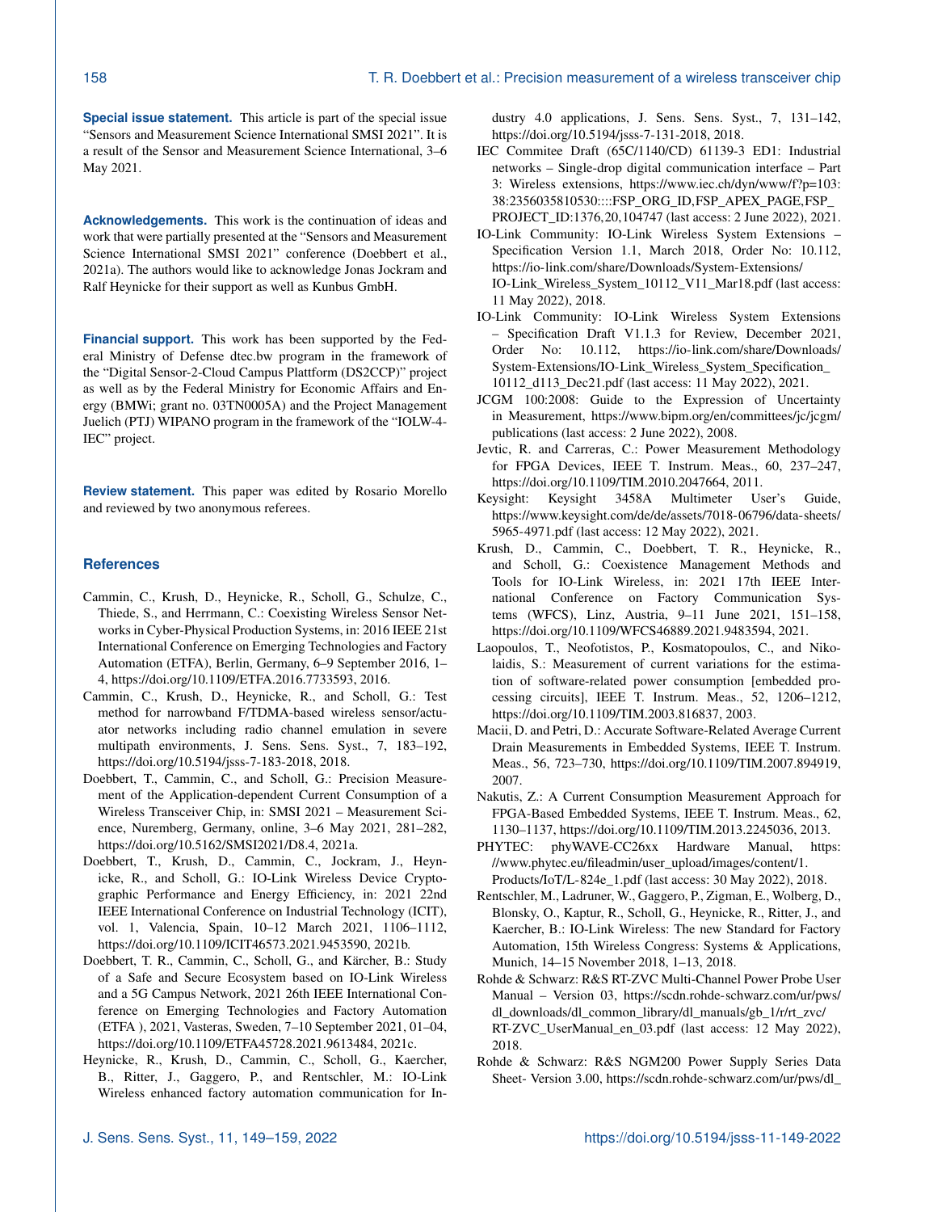**Special issue statement.** This article is part of the special issue "Sensors and Measurement Science International SMSI 2021". It is a result of the Sensor and Measurement Science International, 3–6 May 2021.

**Acknowledgements.** This work is the continuation of ideas and work that were partially presented at the "Sensors and Measurement Science International SMSI 2021" conference (Doebbert et al., 2021a). The authors would like to acknowledge Jonas Jockram and Ralf Heynicke for their support as well as Kunbus GmbH.

**Financial support.** This work has been supported by the Federal Ministry of Defense dtec.bw program in the framework of the "Digital Sensor-2-Cloud Campus Plattform (DS2CCP)" project as well as by the Federal Ministry for Economic Affairs and Energy (BMWi; grant no. 03TN0005A) and the Project Management Juelich (PTJ) WIPANO program in the framework of the "IOLW-4-IEC" project.

**Review statement.** This paper was edited by Rosario Morello and reviewed by two anonymous referees.

## References

Cammin, C., Krush, D., Heynicke, R., Scholl, G., Schulze, C., Thiede, S., and Herrmann, C.: Coexisting Wireless Sensor Networks in Cyber-Physical Production Systems, in: 2016 IEEE 21st International Conference on Emerging Technologies and Factory Automation (ETFA), Berlin, Germany, 6–9 September 2016, 1–4, https://doi.org/10.1109/ETFA.2016.7733593, 2016.

Cammin, C., Krush, D., Heynicke, R., and Scholl, G.: Test method for narrowband F/TDMA-based wireless sensor/actuator networks including radio channel emulation in severe multipath environments, J. Sens. Sens. Syst., 7, 183–192, https://doi.org/10.5194/jsss-7-183-2018, 2018.

Doebbert, T., Cammin, C., and Scholl, G.: Precision Measurement of the Application-dependent Current Consumption of a Wireless Transceiver Chip, in: SMSI 2021 – Measurement Science, Nuremberg, Germany, online, 3–6 May 2021, 281–282, https://doi.org/10.5162/SMSI2021/D8.4, 2021a.

Doebbert, T., Krush, D., Cammin, C., Jockram, J., Heynicke, R., and Scholl, G.: IO-Link Wireless Device Cryptographic Performance and Energy Efficiency, in: 2021 22nd IEEE International Conference on Industrial Technology (ICIT), vol. 1, Valencia, Spain, 10–12 March 2021, 1106–1112, https://doi.org/10.1109/ICIT46573.2021.9453590, 2021b.

Doebbert, T. R., Cammin, C., Scholl, G., and Kärcher, B.: Study of a Safe and Secure Ecosystem based on IO-Link Wireless and a 5G Campus Network, 2021 26th IEEE International Conference on Emerging Technologies and Factory Automation (ETFA ), 2021, Vasteras, Sweden, 7–10 September 2021, 01–04, https://doi.org/10.1109/ETFA45728.2021.9613484, 2021c.

Heynicke, R., Krush, D., Cammin, C., Scholl, G., Kaercher, B., Ritter, J., Gaggero, P., and Rentschler, M.: IO-Link Wireless enhanced factory automation communication for Industry 4.0 applications, J. Sens. Sens. Syst., 7, 131–142, https://doi.org/10.5194/jsss-7-131-2018, 2018.

IEC Commitee Draft (65C/1140/CD) 61139-3 ED1: Industrial networks – Single-drop digital communication interface – Part 3: Wireless extensions, https://www.iec.ch/dyn/www/f?p=103:38:2356035810530::::FSP_ORG_ID,FSP_APEX_PAGE,FSP_PROJECT_ID:1376,20,104747 (last access: 2 June 2022), 2021.

IO-Link Community: IO-Link Wireless System Extensions – Specification Version 1.1, March 2018, Order No: 10.112, https://io-link.com/share/Downloads/System-Extensions/IO-Link_Wireless_System_10112_V11_Mar18.pdf (last access: 11 May 2022), 2018.

IO-Link Community: IO-Link Wireless System Extensions – Specification Draft V1.1.3 for Review, December 2021, Order No: 10.112, https://io-link.com/share/Downloads/System-Extensions/IO-Link_Wireless_System_Specification_10112_d113_Dec21.pdf (last access: 11 May 2022), 2021.

JCGM 100:2008: Guide to the Expression of Uncertainty in Measurement, https://www.bipm.org/en/committees/jc/jcgm/publications (last access: 2 June 2022), 2008.

Jevtic, R. and Carreras, C.: Power Measurement Methodology for FPGA Devices, IEEE T. Instrum. Meas., 60, 237–247, https://doi.org/10.1109/TIM.2010.2047664, 2011.

Keysight: Keysight 3458A Multimeter User's Guide, https://www.keysight.com/de/de/assets/7018-06796/data-sheets/5965-4971.pdf (last access: 12 May 2022), 2021.

Krush, D., Cammin, C., Doebbert, T. R., Heynicke, R., and Scholl, G.: Coexistence Management Methods and Tools for IO-Link Wireless, in: 2021 17th IEEE International Conference on Factory Communication Systems (WFCS), Linz, Austria, 9–11 June 2021, 151–158, https://doi.org/10.1109/WFCS46889.2021.9483594, 2021.

Laopoulos, T., Neofotistos, P., Kosmatopoulos, C., and Nikolaidis, S.: Measurement of current variations for the estimation of software-related power consumption [embedded processing circuits], IEEE T. Instrum. Meas., 52, 1206–1212, https://doi.org/10.1109/TIM.2003.816837, 2003.

Macii, D. and Petri, D.: Accurate Software-Related Average Current Drain Measurements in Embedded Systems, IEEE T. Instrum. Meas., 56, 723–730, https://doi.org/10.1109/TIM.2007.894919, 2007.

Nakutis, Z.: A Current Consumption Measurement Approach for FPGA-Based Embedded Systems, IEEE T. Instrum. Meas., 62, 1130–1137, https://doi.org/10.1109/TIM.2013.2245036, 2013.

PHYTEC: phyWAVE-CC26xx Hardware Manual, https://www.phytec.eu/fileadmin/user_upload/images/content/1.Products/IoT/L-824e_1.pdf (last access: 30 May 2022), 2018.

Rentschler, M., Ladruner, W., Gaggero, P., Zigman, E., Wolberg, D., Blonsky, O., Kaptur, R., Scholl, G., Heynicke, R., Ritter, J., and Kaercher, B.: IO-Link Wireless: The new Standard for Factory Automation, 15th Wireless Congress: Systems & Applications, Munich, 14–15 November 2018, 1–13, 2018.

Rohde & Schwarz: R&S RT-ZVC Multi-Channel Power Probe User Manual – Version 03, https://scdn.rohde-schwarz.com/ur/pws/dl_downloads/dl_common_library/dl_manuals/gb_1/r/rt_zvc/RT-ZVC_UserManual_en_03.pdf (last access: 12 May 2022), 2018.

Rohde & Schwarz: R&S NGM200 Power Supply Series Data Sheet- Version 3.00, https://scdn.rohde-schwarz.com/ur/pws/dl_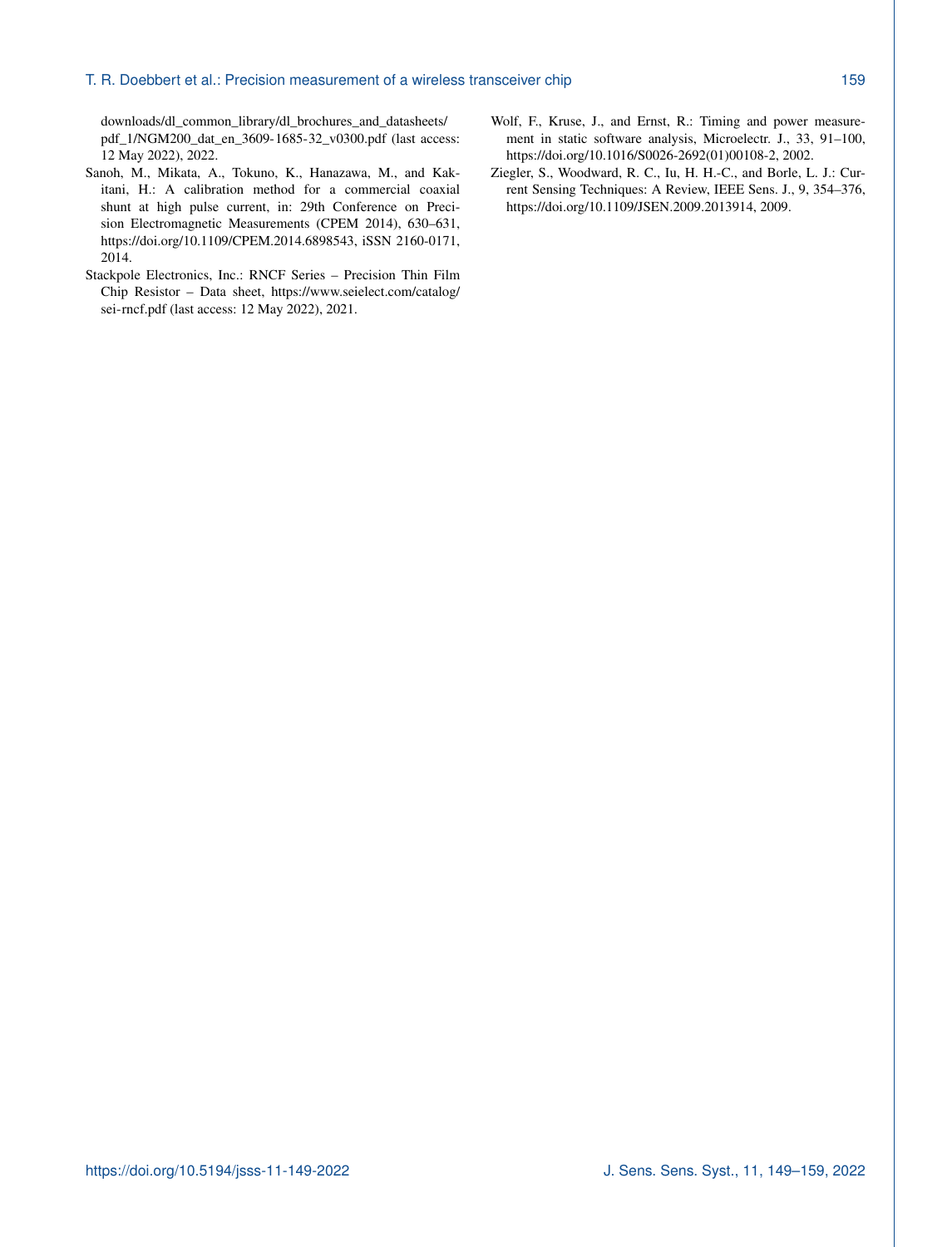downloads/dl_common_library/dl_brochures_and_datasheets/pdf_1/NGM200_dat_en_3609-1685-32_v0300.pdf (last access: 12 May 2022), 2022.

Sanoh, M., Mikata, A., Tokuno, K., Hanazawa, M., and Kakitani, H.: A calibration method for a commercial coaxial shunt at high pulse current, in: 29th Conference on Precision Electromagnetic Measurements (CPEM 2014), 630–631, https://doi.org/10.1109/CPEM.2014.6898543, iSSN 2160-0171, 2014.

Stackpole Electronics, Inc.: RNCF Series – Precision Thin Film Chip Resistor – Data sheet, https://www.seielect.com/catalog/sei-rncf.pdf (last access: 12 May 2022), 2021.

Wolf, F., Kruse, J., and Ernst, R.: Timing and power measurement in static software analysis, Microelectr. J., 33, 91–100, https://doi.org/10.1016/S0026-2692(01)00108-2, 2002.

Ziegler, S., Woodward, R. C., Iu, H. H.-C., and Borle, L. J.: Current Sensing Techniques: A Review, IEEE Sens. J., 9, 354–376, https://doi.org/10.1109/JSEN.2009.2013914, 2009.